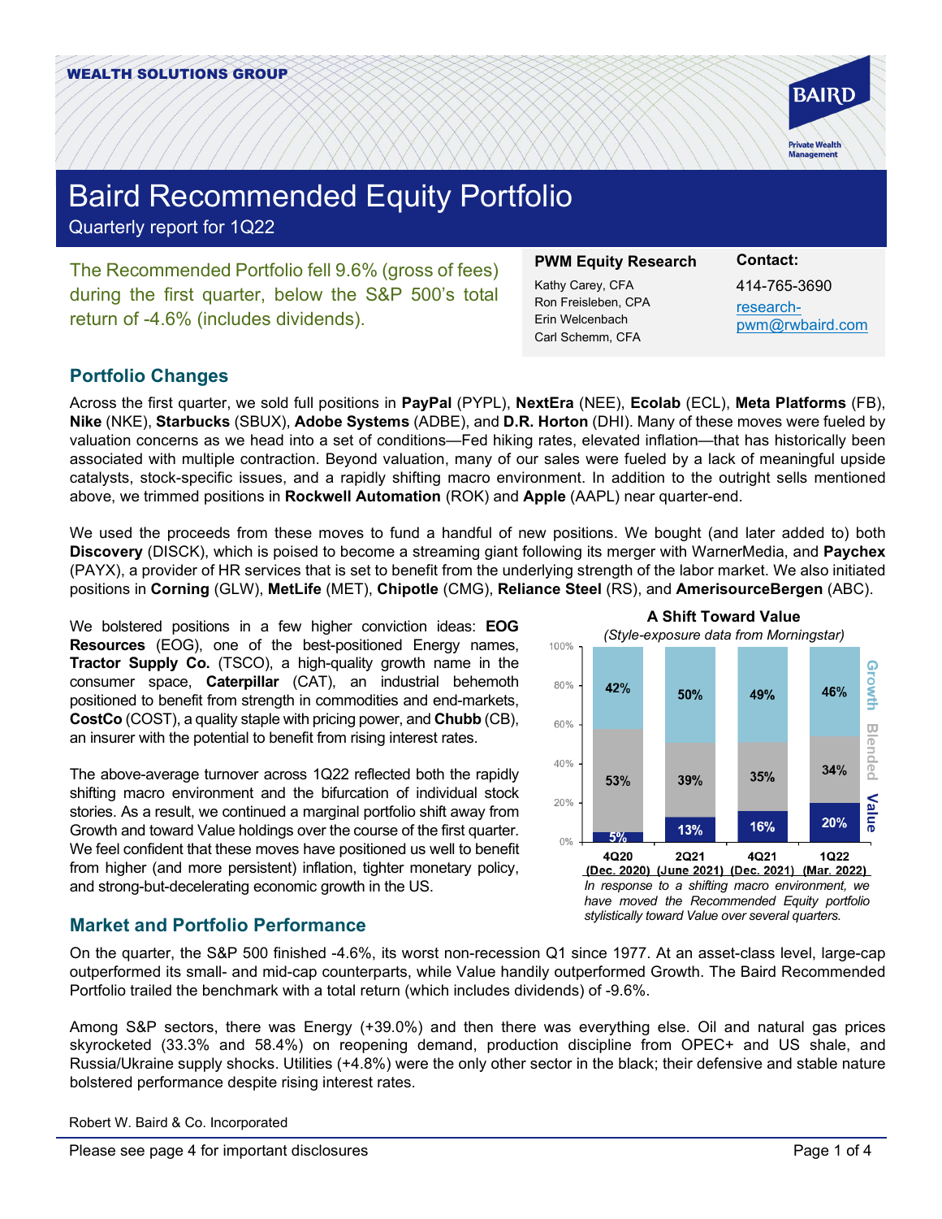WEALTH SOLUTIONS GROUP

# Baird Recommended Equity Portfolio

Quarterly report for 1Q22

The Recommended Portfolio fell 9.6% (gross of fees) during the first quarter, below the S&P 500's total return of -4.6% (includes dividends).

**PWM Equity Research**
Kathy Carey, CFA
Ron Freisleben, CPA
Erin Welcenbach
Carl Schemm, CFA

**Contact:**
414-765-3690
research-pwm@rwbaird.com

## Portfolio Changes

Across the first quarter, we sold full positions in **PayPal** (PYPL), **NextEra** (NEE), **Ecolab** (ECL), **Meta Platforms** (FB), **Nike** (NKE), **Starbucks** (SBUX), **Adobe Systems** (ADBE), and **D.R. Horton** (DHI). Many of these moves were fueled by valuation concerns as we head into a set of conditions—Fed hiking rates, elevated inflation—that has historically been associated with multiple contraction. Beyond valuation, many of our sales were fueled by a lack of meaningful upside catalysts, stock-specific issues, and a rapidly shifting macro environment. In addition to the outright sells mentioned above, we trimmed positions in **Rockwell Automation** (ROK) and **Apple** (AAPL) near quarter-end.

We used the proceeds from these moves to fund a handful of new positions. We bought (and later added to) both **Discovery** (DISCK), which is poised to become a streaming giant following its merger with WarnerMedia, and **Paychex** (PAYX), a provider of HR services that is set to benefit from the underlying strength of the labor market. We also initiated positions in **Corning** (GLW), **MetLife** (MET), **Chipotle** (CMG), **Reliance Steel** (RS), and **AmerisourceBergen** (ABC).

We bolstered positions in a few higher conviction ideas: **EOG Resources** (EOG), one of the best-positioned Energy names, **Tractor Supply Co.** (TSCO), a high-quality growth name in the consumer space, **Caterpillar** (CAT), an industrial behemoth positioned to benefit from strength in commodities and end-markets, **CostCo** (COST), a quality staple with pricing power, and **Chubb** (CB), an insurer with the potential to benefit from rising interest rates.

The above-average turnover across 1Q22 reflected both the rapidly shifting macro environment and the bifurcation of individual stock stories. As a result, we continued a marginal portfolio shift away from Growth and toward Value holdings over the course of the first quarter. We feel confident that these moves have positioned us well to benefit from higher (and more persistent) inflation, tighter monetary policy, and strong-but-decelerating economic growth in the US.

**A Shift Toward Value**
*(Style-exposure data from Morningstar)*

| | 4Q20 (Dec. 2020) | 2Q21 (June 2021) | 4Q21 (Dec. 2021) | 1Q22 (Mar. 2022) |
|---|---|---|---|---|
| Growth | 42% | 50% | 49% | 46% |
| Blended | 53% | 39% | 35% | 34% |
| Value | 5% | 13% | 16% | 20% |

*In response to a shifting macro environment, we have moved the Recommended Equity portfolio stylistically toward Value over several quarters.*

## Market and Portfolio Performance

On the quarter, the S&P 500 finished -4.6%, its worst non-recession Q1 since 1977. At an asset-class level, large-cap outperformed its small- and mid-cap counterparts, while Value handily outperformed Growth. The Baird Recommended Portfolio trailed the benchmark with a total return (which includes dividends) of -9.6%.

Among S&P sectors, there was Energy (+39.0%) and then there was everything else. Oil and natural gas prices skyrocketed (33.3% and 58.4%) on reopening demand, production discipline from OPEC+ and US shale, and Russia/Ukraine supply shocks. Utilities (+4.8%) were the only other sector in the black; their defensive and stable nature bolstered performance despite rising interest rates.

Robert W. Baird & Co. Incorporated

Please see page 4 for important disclosures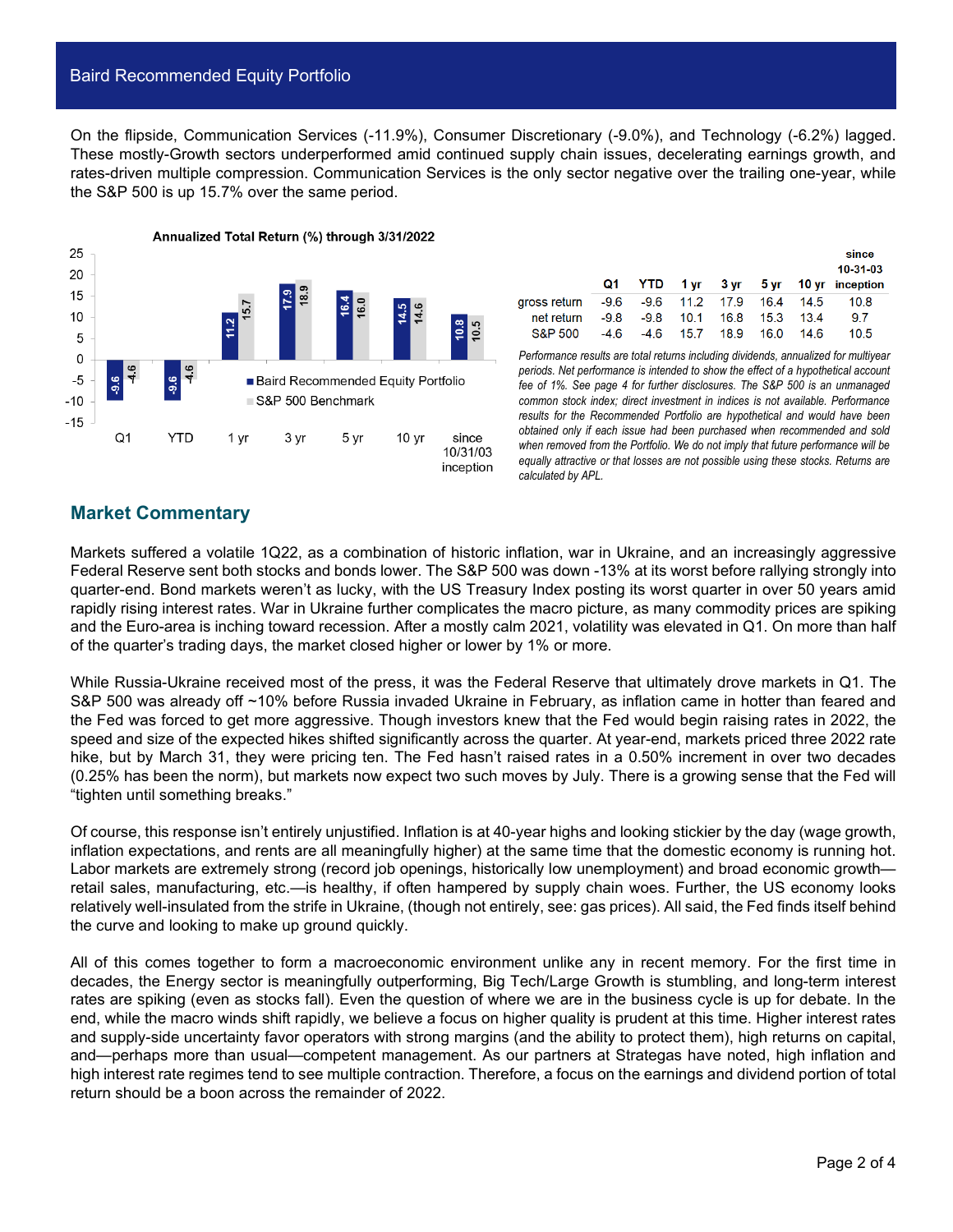On the flipside, Communication Services (-11.9%), Consumer Discretionary (-9.0%), and Technology (-6.2%) lagged. These mostly-Growth sectors underperformed amid continued supply chain issues, decelerating earnings growth, and rates-driven multiple compression. Communication Services is the only sector negative over the trailing one-year, while the S&P 500 is up 15.7% over the same period.

**Annualized Total Return (%) through 3/31/2022**

25
20
15
10
5
0
-5
-10
-15

-9.6 -4.6 -9.6 -4.6 11.2 15.7 17.9 18.9 16.4 16.0 14.5 14.6 10.8 10.5

Q1 YTD 1 yr 3 yr 5 yr 10 yr since 10/31/03 inception

Baird Recommended Equity Portfolio
S&P 500 Benchmark

| | Q1 | YTD | 1 yr | 3 yr | 5 yr | 10 yr | since 10-31-03 inception |
|---|---|---|---|---|---|---|---|
| gross return | -9.6 | -9.6 | 11.2 | 17.9 | 16.4 | 14.5 | 10.8 |
| net return | -9.8 | -9.8 | 10.1 | 16.8 | 15.3 | 13.4 | 9.7 |
| S&P 500 | -4.6 | -4.6 | 15.7 | 18.9 | 16.0 | 14.6 | 10.5 |

*Performance results are total returns including dividends, annualized for multiyear periods. Net performance is intended to show the effect of a hypothetical account fee of 1%. See page 4 for further disclosures. The S&P 500 is an unmanaged common stock index; direct investment in indices is not available. Performance results for the Recommended Portfolio are hypothetical and would have been obtained only if each issue had been purchased when recommended and sold when removed from the Portfolio. We do not imply that future performance will be equally attractive or that losses are not possible using these stocks. Returns are calculated by APL.*

## Market Commentary

Markets suffered a volatile 1Q22, as a combination of historic inflation, war in Ukraine, and an increasingly aggressive Federal Reserve sent both stocks and bonds lower. The S&P 500 was down -13% at its worst before rallying strongly into quarter-end. Bond markets weren't as lucky, with the US Treasury Index posting its worst quarter in over 50 years amid rapidly rising interest rates. War in Ukraine further complicates the macro picture, as many commodity prices are spiking and the Euro-area is inching toward recession. After a mostly calm 2021, volatility was elevated in Q1. On more than half of the quarter's trading days, the market closed higher or lower by 1% or more.

While Russia-Ukraine received most of the press, it was the Federal Reserve that ultimately drove markets in Q1. The S&P 500 was already off ~10% before Russia invaded Ukraine in February, as inflation came in hotter than feared and the Fed was forced to get more aggressive. Though investors knew that the Fed would begin raising rates in 2022, the speed and size of the expected hikes shifted significantly across the quarter. At year-end, markets priced three 2022 rate hike, but by March 31, they were pricing ten. The Fed hasn't raised rates in a 0.50% increment in over two decades (0.25% has been the norm), but markets now expect two such moves by July. There is a growing sense that the Fed will "tighten until something breaks."

Of course, this response isn't entirely unjustified. Inflation is at 40-year highs and looking stickier by the day (wage growth, inflation expectations, and rents are all meaningfully higher) at the same time that the domestic economy is running hot. Labor markets are extremely strong (record job openings, historically low unemployment) and broad economic growth—retail sales, manufacturing, etc.—is healthy, if often hampered by supply chain woes. Further, the US economy looks relatively well-insulated from the strife in Ukraine, (though not entirely, see: gas prices). All said, the Fed finds itself behind the curve and looking to make up ground quickly.

All of this comes together to form a macroeconomic environment unlike any in recent memory. For the first time in decades, the Energy sector is meaningfully outperforming, Big Tech/Large Growth is stumbling, and long-term interest rates are spiking (even as stocks fall). Even the question of where we are in the business cycle is up for debate. In the end, while the macro winds shift rapidly, we believe a focus on higher quality is prudent at this time. Higher interest rates and supply-side uncertainty favor operators with strong margins (and the ability to protect them), high returns on capital, and—perhaps more than usual—competent management. As our partners at Strategas have noted, high inflation and high interest rate regimes tend to see multiple contraction. Therefore, a focus on the earnings and dividend portion of total return should be a boon across the remainder of 2022.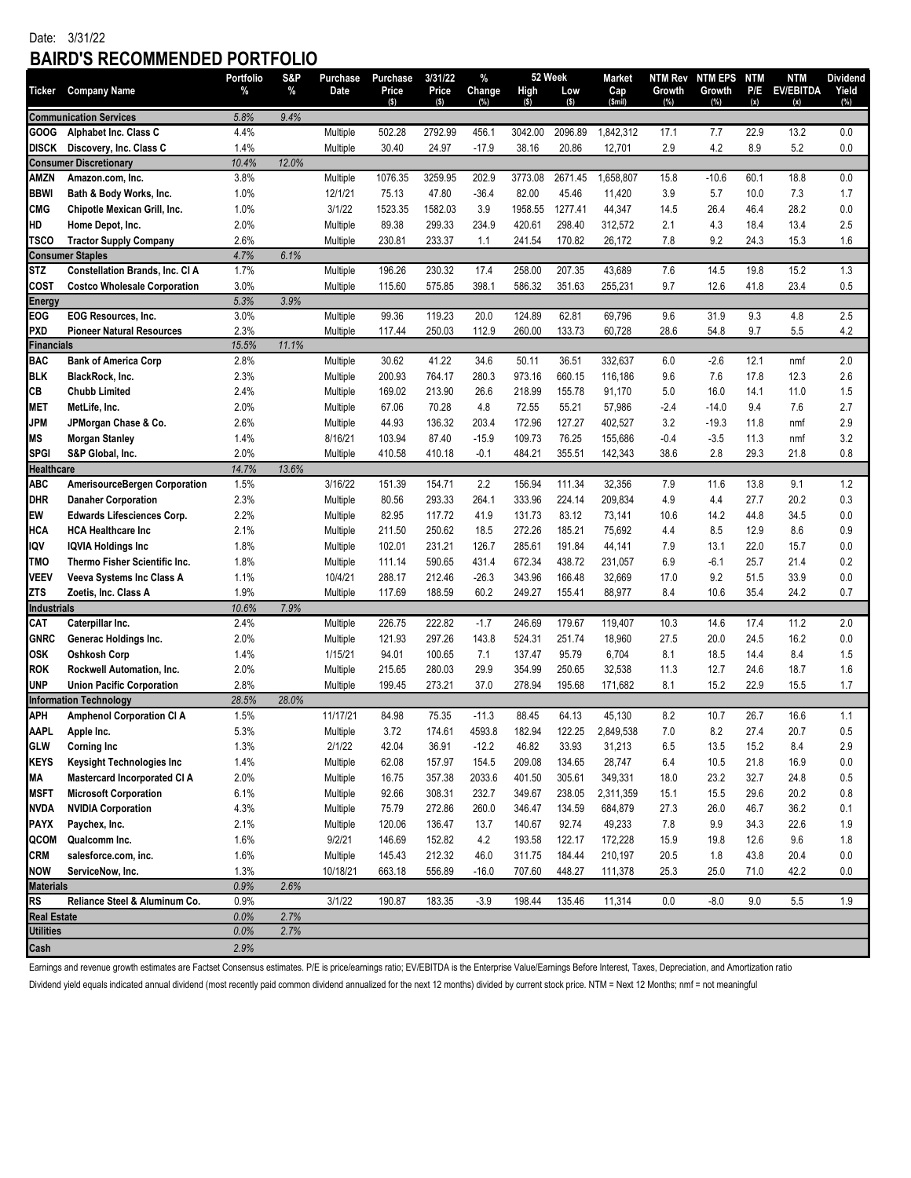Date: 3/31/22

# BAIRD'S RECOMMENDED PORTFOLIO

| Ticker | Company Name | Portfolio % | S&P % | Purchase Date | Purchase Price ($) | 3/31/22 Price ($) | % Change (%) | 52 Week High ($) | 52 Week Low ($) | Market Cap ($mil) | NTM Rev Growth (%) | NTM EPS Growth (%) | NTM P/E (x) | NTM EV/EBITDA (x) | Dividend Yield (%) |
|---|---|---|---|---|---|---|---|---|---|---|---|---|---|---|---|
| **Communication Services** | | *5.8%* | *9.4%* | | | | | | | | | | | | |
| **GOOG** | **Alphabet Inc. Class C** | 4.4% | | Multiple | 502.28 | 2792.99 | 456.1 | 3042.00 | 2096.89 | 1,842,312 | 17.1 | 7.7 | 22.9 | 13.2 | 0.0 |
| **DISCK** | **Discovery, Inc. Class C** | 1.4% | | Multiple | 30.40 | 24.97 | -17.9 | 38.16 | 20.86 | 12,701 | 2.9 | 4.2 | 8.9 | 5.2 | 0.0 |
| **Consumer Discretionary** | | *10.4%* | *12.0%* | | | | | | | | | | | | |
| **AMZN** | **Amazon.com, Inc.** | 3.8% | | Multiple | 1076.35 | 3259.95 | 202.9 | 3773.08 | 2671.45 | 1,658,807 | 15.8 | -10.6 | 60.1 | 18.8 | 0.0 |
| **BBWI** | **Bath & Body Works, Inc.** | 1.0% | | 12/1/21 | 75.13 | 47.80 | -36.4 | 82.00 | 45.46 | 11,420 | 3.9 | 5.7 | 10.0 | 7.3 | 1.7 |
| **CMG** | **Chipotle Mexican Grill, Inc.** | 1.0% | | 3/1/22 | 1523.35 | 1582.03 | 3.9 | 1958.55 | 1277.41 | 44,347 | 14.5 | 26.4 | 46.4 | 28.2 | 0.0 |
| **HD** | **Home Depot, Inc.** | 2.0% | | Multiple | 89.38 | 299.33 | 234.9 | 420.61 | 298.40 | 312,572 | 2.1 | 4.3 | 18.4 | 13.4 | 2.5 |
| **TSCO** | **Tractor Supply Company** | 2.6% | | Multiple | 230.81 | 233.37 | 1.1 | 241.54 | 170.82 | 26,172 | 7.8 | 9.2 | 24.3 | 15.3 | 1.6 |
| **Consumer Staples** | | *4.7%* | *6.1%* | | | | | | | | | | | | |
| **STZ** | **Constellation Brands, Inc. Cl A** | 1.7% | | Multiple | 196.26 | 230.32 | 17.4 | 258.00 | 207.35 | 43,689 | 7.6 | 14.5 | 19.8 | 15.2 | 1.3 |
| **COST** | **Costco Wholesale Corporation** | 3.0% | | Multiple | 115.60 | 575.85 | 398.1 | 586.32 | 351.63 | 255,231 | 9.7 | 12.6 | 41.8 | 23.4 | 0.5 |
| **Energy** | | *5.3%* | *3.9%* | | | | | | | | | | | | |
| **EOG** | **EOG Resources, Inc.** | 3.0% | | Multiple | 99.36 | 119.23 | 20.0 | 124.89 | 62.81 | 69,796 | 9.6 | 31.9 | 9.3 | 4.8 | 2.5 |
| **PXD** | **Pioneer Natural Resources** | 2.3% | | Multiple | 117.44 | 250.03 | 112.9 | 260.00 | 133.73 | 60,728 | 28.6 | 54.8 | 9.7 | 5.5 | 4.2 |
| **Financials** | | *15.5%* | *11.1%* | | | | | | | | | | | | |
| **BAC** | **Bank of America Corp** | 2.8% | | Multiple | 30.62 | 41.22 | 34.6 | 50.11 | 36.51 | 332,637 | 6.0 | -2.6 | 12.1 | nmf | 2.0 |
| **BLK** | **BlackRock, Inc.** | 2.3% | | Multiple | 200.93 | 764.17 | 280.3 | 973.16 | 660.15 | 116,186 | 9.6 | 7.6 | 17.8 | 12.3 | 2.6 |
| **CB** | **Chubb Limited** | 2.4% | | Multiple | 169.02 | 213.90 | 26.6 | 218.99 | 155.78 | 91,170 | 5.0 | 16.0 | 14.1 | 11.0 | 1.5 |
| **MET** | **MetLife, Inc.** | 2.0% | | Multiple | 67.06 | 70.28 | 4.8 | 72.55 | 55.21 | 57,986 | -2.4 | -14.0 | 9.4 | 7.6 | 2.7 |
| **JPM** | **JPMorgan Chase & Co.** | 2.6% | | Multiple | 44.93 | 136.32 | 203.4 | 172.96 | 127.27 | 402,527 | 3.2 | -19.3 | 11.8 | nmf | 2.9 |
| **MS** | **Morgan Stanley** | 1.4% | | 8/16/21 | 103.94 | 87.40 | -15.9 | 109.73 | 76.25 | 155,686 | -0.4 | -3.5 | 11.3 | nmf | 3.2 |
| **SPGI** | **S&P Global, Inc.** | 2.0% | | Multiple | 410.58 | 410.18 | -0.1 | 484.21 | 355.51 | 142,343 | 38.6 | 2.8 | 29.3 | 21.8 | 0.8 |
| **Healthcare** | | *14.7%* | *13.6%* | | | | | | | | | | | | |
| **ABC** | **AmerisourceBergen Corporation** | 1.5% | | 3/16/22 | 151.39 | 154.71 | 2.2 | 156.94 | 111.34 | 32,356 | 7.9 | 11.6 | 13.8 | 9.1 | 1.2 |
| **DHR** | **Danaher Corporation** | 2.3% | | Multiple | 80.56 | 293.33 | 264.1 | 333.96 | 224.14 | 209,834 | 4.9 | 4.4 | 27.7 | 20.2 | 0.3 |
| **EW** | **Edwards Lifesciences Corp.** | 2.2% | | Multiple | 82.95 | 117.72 | 41.9 | 131.73 | 83.12 | 73,141 | 10.6 | 14.2 | 44.8 | 34.5 | 0.0 |
| **HCA** | **HCA Healthcare Inc** | 2.1% | | Multiple | 211.50 | 250.62 | 18.5 | 272.26 | 185.21 | 75,692 | 4.4 | 8.5 | 12.9 | 8.6 | 0.9 |
| **IQV** | **IQVIA Holdings Inc** | 1.8% | | Multiple | 102.01 | 231.21 | 126.7 | 285.61 | 191.84 | 44,141 | 7.9 | 13.1 | 22.0 | 15.7 | 0.0 |
| **TMO** | **Thermo Fisher Scientific Inc.** | 1.8% | | Multiple | 111.14 | 590.65 | 431.4 | 672.34 | 438.72 | 231,057 | 6.9 | -6.1 | 25.7 | 21.4 | 0.2 |
| **VEEV** | **Veeva Systems Inc Class A** | 1.1% | | 10/4/21 | 288.17 | 212.46 | -26.3 | 343.96 | 166.48 | 32,669 | 17.0 | 9.2 | 51.5 | 33.9 | 0.0 |
| **ZTS** | **Zoetis, Inc. Class A** | 1.9% | | Multiple | 117.69 | 188.59 | 60.2 | 249.27 | 155.41 | 88,977 | 8.4 | 10.6 | 35.4 | 24.2 | 0.7 |
| **Industrials** | | *10.6%* | *7.9%* | | | | | | | | | | | | |
| **CAT** | **Caterpillar Inc.** | 2.4% | | Multiple | 226.75 | 222.82 | -1.7 | 246.69 | 179.67 | 119,407 | 10.3 | 14.6 | 17.4 | 11.2 | 2.0 |
| **GNRC** | **Generac Holdings Inc.** | 2.0% | | Multiple | 121.93 | 297.26 | 143.8 | 524.31 | 251.74 | 18,960 | 27.5 | 20.0 | 24.5 | 16.2 | 0.0 |
| **OSK** | **Oshkosh Corp** | 1.4% | | 1/15/21 | 94.01 | 100.65 | 7.1 | 137.47 | 95.79 | 6,704 | 8.1 | 18.5 | 14.4 | 8.4 | 1.5 |
| **ROK** | **Rockwell Automation, Inc.** | 2.0% | | Multiple | 215.65 | 280.03 | 29.9 | 354.99 | 250.65 | 32,538 | 11.3 | 12.7 | 24.6 | 18.7 | 1.6 |
| **UNP** | **Union Pacific Corporation** | 2.8% | | Multiple | 199.45 | 273.21 | 37.0 | 278.94 | 195.68 | 171,682 | 8.1 | 15.2 | 22.9 | 15.5 | 1.7 |
| **Information Technology** | | *28.5%* | *28.0%* | | | | | | | | | | | | |
| **APH** | **Amphenol Corporation Cl A** | 1.5% | | 11/17/21 | 84.98 | 75.35 | -11.3 | 88.45 | 64.13 | 45,130 | 8.2 | 10.7 | 26.7 | 16.6 | 1.1 |
| **AAPL** | **Apple Inc.** | 5.3% | | Multiple | 3.72 | 174.61 | 4593.8 | 182.94 | 122.25 | 2,849,538 | 7.0 | 8.2 | 27.4 | 20.7 | 0.5 |
| **GLW** | **Corning Inc** | 1.3% | | 2/1/22 | 42.04 | 36.91 | -12.2 | 46.82 | 33.93 | 31,213 | 6.5 | 13.5 | 15.2 | 8.4 | 2.9 |
| **KEYS** | **Keysight Technologies Inc** | 1.4% | | Multiple | 62.08 | 157.97 | 154.5 | 209.08 | 134.65 | 28,747 | 6.4 | 10.5 | 21.8 | 16.9 | 0.0 |
| **MA** | **Mastercard Incorporated Cl A** | 2.0% | | Multiple | 16.75 | 357.38 | 2033.6 | 401.50 | 305.61 | 349,331 | 18.0 | 23.2 | 32.7 | 24.8 | 0.5 |
| **MSFT** | **Microsoft Corporation** | 6.1% | | Multiple | 92.66 | 308.31 | 232.7 | 349.67 | 238.05 | 2,311,359 | 15.1 | 15.5 | 29.6 | 20.2 | 0.8 |
| **NVDA** | **NVIDIA Corporation** | 4.3% | | Multiple | 75.79 | 272.86 | 260.0 | 346.47 | 134.59 | 684,879 | 27.3 | 26.0 | 46.7 | 36.2 | 0.1 |
| **PAYX** | **Paychex, Inc.** | 2.1% | | Multiple | 120.06 | 136.47 | 13.7 | 140.67 | 92.74 | 49,233 | 7.8 | 9.9 | 34.3 | 22.6 | 1.9 |
| **QCOM** | **Qualcomm Inc.** | 1.6% | | 9/2/21 | 146.69 | 152.82 | 4.2 | 193.58 | 122.17 | 172,228 | 15.9 | 19.8 | 12.6 | 9.6 | 1.8 |
| **CRM** | **salesforce.com, inc.** | 1.6% | | Multiple | 145.43 | 212.32 | 46.0 | 311.75 | 184.44 | 210,197 | 20.5 | 1.8 | 43.8 | 20.4 | 0.0 |
| **NOW** | **ServiceNow, Inc.** | 1.3% | | 10/18/21 | 663.18 | 556.89 | -16.0 | 707.60 | 448.27 | 111,378 | 25.3 | 25.0 | 71.0 | 42.2 | 0.0 |
| **Materials** | | *0.9%* | *2.6%* | | | | | | | | | | | | |
| **RS** | **Reliance Steel & Aluminum Co.** | 0.9% | | 3/1/22 | 190.87 | 183.35 | -3.9 | 198.44 | 135.46 | 11,314 | 0.0 | -8.0 | 9.0 | 5.5 | 1.9 |
| **Real Estate** | | *0.0%* | *2.7%* | | | | | | | | | | | | |
| **Utilities** | | *0.0%* | *2.7%* | | | | | | | | | | | | |
| **Cash** | | *2.9%* | | | | | | | | | | | | | |

Earnings and revenue growth estimates are Factset Consensus estimates. P/E is price/earnings ratio; EV/EBITDA is the Enterprise Value/Earnings Before Interest, Taxes, Depreciation, and Amortization ratio

Dividend yield equals indicated annual dividend (most recently paid common dividend annualized for the next 12 months) divided by current stock price. NTM = Next 12 Months; nmf = not meaningful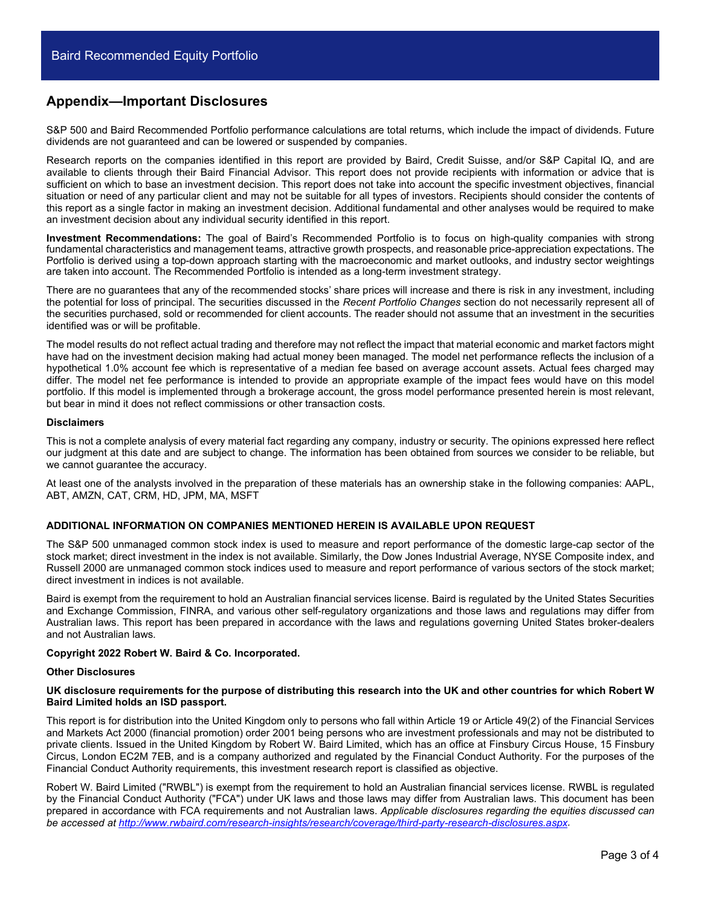## Appendix—Important Disclosures

S&P 500 and Baird Recommended Portfolio performance calculations are total returns, which include the impact of dividends. Future dividends are not guaranteed and can be lowered or suspended by companies.

Research reports on the companies identified in this report are provided by Baird, Credit Suisse, and/or S&P Capital IQ, and are available to clients through their Baird Financial Advisor. This report does not provide recipients with information or advice that is sufficient on which to base an investment decision. This report does not take into account the specific investment objectives, financial situation or need of any particular client and may not be suitable for all types of investors. Recipients should consider the contents of this report as a single factor in making an investment decision. Additional fundamental and other analyses would be required to make an investment decision about any individual security identified in this report.

**Investment Recommendations:** The goal of Baird's Recommended Portfolio is to focus on high-quality companies with strong fundamental characteristics and management teams, attractive growth prospects, and reasonable price-appreciation expectations. The Portfolio is derived using a top-down approach starting with the macroeconomic and market outlooks, and industry sector weightings are taken into account. The Recommended Portfolio is intended as a long-term investment strategy.

There are no guarantees that any of the recommended stocks' share prices will increase and there is risk in any investment, including the potential for loss of principal. The securities discussed in the *Recent Portfolio Changes* section do not necessarily represent all of the securities purchased, sold or recommended for client accounts. The reader should not assume that an investment in the securities identified was or will be profitable.

The model results do not reflect actual trading and therefore may not reflect the impact that material economic and market factors might have had on the investment decision making had actual money been managed. The model net performance reflects the inclusion of a hypothetical 1.0% account fee which is representative of a median fee based on average account assets. Actual fees charged may differ. The model net fee performance is intended to provide an appropriate example of the impact fees would have on this model portfolio. If this model is implemented through a brokerage account, the gross model performance presented herein is most relevant, but bear in mind it does not reflect commissions or other transaction costs.

**Disclaimers**

This is not a complete analysis of every material fact regarding any company, industry or security. The opinions expressed here reflect our judgment at this date and are subject to change. The information has been obtained from sources we consider to be reliable, but we cannot guarantee the accuracy.

At least one of the analysts involved in the preparation of these materials has an ownership stake in the following companies: AAPL, ABT, AMZN, CAT, CRM, HD, JPM, MA, MSFT

**ADDITIONAL INFORMATION ON COMPANIES MENTIONED HEREIN IS AVAILABLE UPON REQUEST**

The S&P 500 unmanaged common stock index is used to measure and report performance of the domestic large-cap sector of the stock market; direct investment in the index is not available. Similarly, the Dow Jones Industrial Average, NYSE Composite index, and Russell 2000 are unmanaged common stock indices used to measure and report performance of various sectors of the stock market; direct investment in indices is not available.

Baird is exempt from the requirement to hold an Australian financial services license. Baird is regulated by the United States Securities and Exchange Commission, FINRA, and various other self-regulatory organizations and those laws and regulations may differ from Australian laws. This report has been prepared in accordance with the laws and regulations governing United States broker-dealers and not Australian laws.

**Copyright 2022 Robert W. Baird & Co. Incorporated.**

**Other Disclosures**

**UK disclosure requirements for the purpose of distributing this research into the UK and other countries for which Robert W Baird Limited holds an ISD passport.**

This report is for distribution into the United Kingdom only to persons who fall within Article 19 or Article 49(2) of the Financial Services and Markets Act 2000 (financial promotion) order 2001 being persons who are investment professionals and may not be distributed to private clients. Issued in the United Kingdom by Robert W. Baird Limited, which has an office at Finsbury Circus House, 15 Finsbury Circus, London EC2M 7EB, and is a company authorized and regulated by the Financial Conduct Authority. For the purposes of the Financial Conduct Authority requirements, this investment research report is classified as objective.

Robert W. Baird Limited ("RWBL") is exempt from the requirement to hold an Australian financial services license. RWBL is regulated by the Financial Conduct Authority ("FCA") under UK laws and those laws may differ from Australian laws. This document has been prepared in accordance with FCA requirements and not Australian laws. *Applicable disclosures regarding the equities discussed can be accessed at [http://www.rwbaird.com/research-insights/research/coverage/third-party-research-disclosures.aspx](http://www.rwbaird.com/research-insights/research/coverage/third-party-research-disclosures.aspx).*